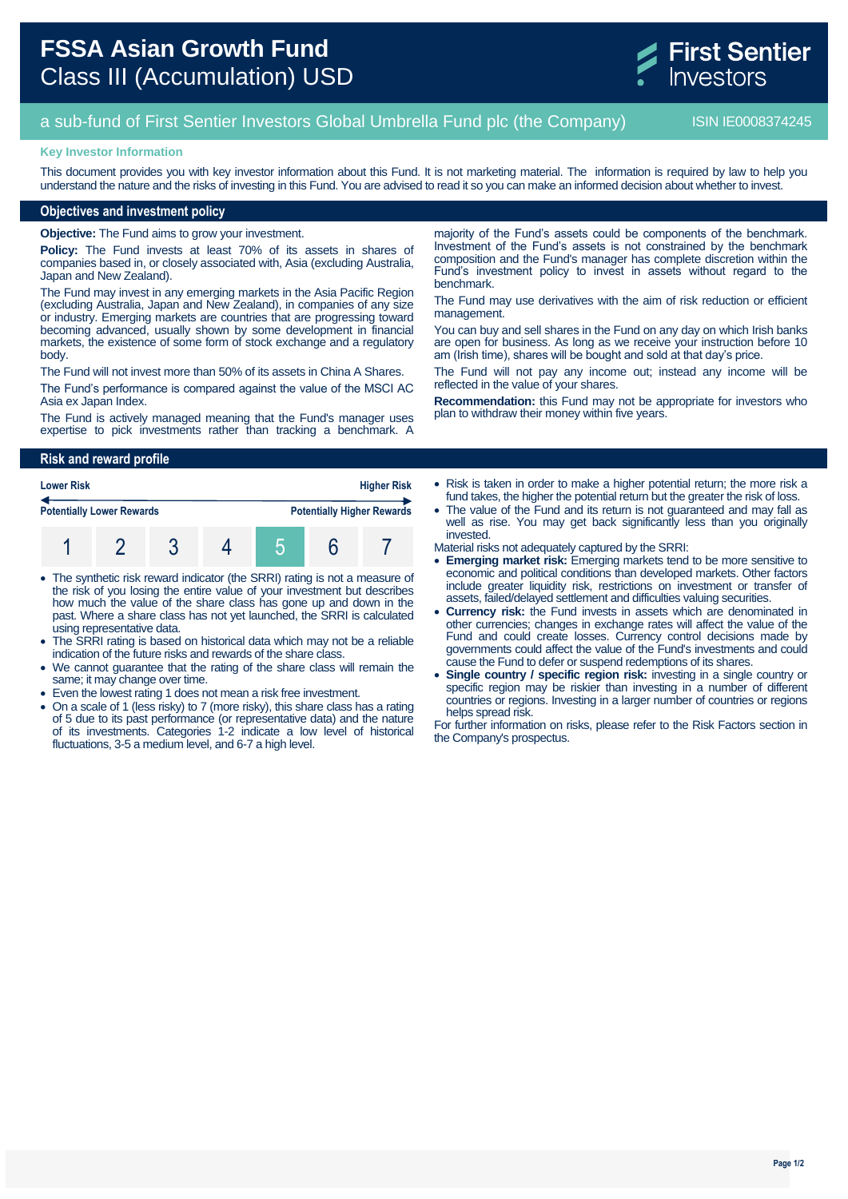# FSSA Asian Growth Fund
## Class III (Accumulation) USD

First Sentier Investors

a sub-fund of First Sentier Investors Global Umbrella Fund plc (the Company) ISIN IE0008374245

**Key Investor Information**

This document provides you with key investor information about this Fund. It is not marketing material. The information is required by law to help you understand the nature and the risks of investing in this Fund. You are advised to read it so you can make an informed decision about whether to invest.

## Objectives and investment policy

**Objective:** The Fund aims to grow your investment.

**Policy:** The Fund invests at least 70% of its assets in shares of companies based in, or closely associated with, Asia (excluding Australia, Japan and New Zealand).

The Fund may invest in any emerging markets in the Asia Pacific Region (excluding Australia, Japan and New Zealand), in companies of any size or industry. Emerging markets are countries that are progressing toward becoming advanced, usually shown by some development in financial markets, the existence of some form of stock exchange and a regulatory body.

The Fund will not invest more than 50% of its assets in China A Shares.

The Fund's performance is compared against the value of the MSCI AC Asia ex Japan Index.

The Fund is actively managed meaning that the Fund's manager uses expertise to pick investments rather than tracking a benchmark. A majority of the Fund's assets could be components of the benchmark. Investment of the Fund's assets is not constrained by the benchmark composition and the Fund's manager has complete discretion within the Fund's investment policy to invest in assets without regard to the benchmark.

The Fund may use derivatives with the aim of risk reduction or efficient management.

You can buy and sell shares in the Fund on any day on which Irish banks are open for business. As long as we receive your instruction before 10 am (Irish time), shares will be bought and sold at that day's price.

The Fund will not pay any income out; instead any income will be reflected in the value of your shares.

**Recommendation:** this Fund may not be appropriate for investors who plan to withdraw their money within five years.

## Risk and reward profile

| Lower Risk | | | | | | Higher Risk |
|---|---|---|---|---|---|---|
| Potentially Lower Rewards | | | | | | Potentially Higher Rewards |
| 1 | 2 | 3 | 4 | **5** | 6 | 7 |

- The synthetic risk reward indicator (the SRRI) rating is not a measure of the risk of you losing the entire value of your investment but describes how much the value of the share class has gone up and down in the past. Where a share class has not yet launched, the SRRI is calculated using representative data.
- The SRRI rating is based on historical data which may not be a reliable indication of the future risks and rewards of the share class.
- We cannot guarantee that the rating of the share class will remain the same; it may change over time.
- Even the lowest rating 1 does not mean a risk free investment.
- On a scale of 1 (less risky) to 7 (more risky), this share class has a rating of 5 due to its past performance (or representative data) and the nature of its investments. Categories 1-2 indicate a low level of historical fluctuations, 3-5 a medium level, and 6-7 a high level.
- Risk is taken in order to make a higher potential return; the more risk a fund takes, the higher the potential return but the greater the risk of loss.
- The value of the Fund and its return is not guaranteed and may fall as well as rise. You may get back significantly less than you originally invested.

Material risks not adequately captured by the SRRI:

- **Emerging market risk:** Emerging markets tend to be more sensitive to economic and political conditions than developed markets. Other factors include greater liquidity risk, restrictions on investment or transfer of assets, failed/delayed settlement and difficulties valuing securities.
- **Currency risk:** the Fund invests in assets which are denominated in other currencies; changes in exchange rates will affect the value of the Fund and could create losses. Currency control decisions made by governments could affect the value of the Fund's investments and could cause the Fund to defer or suspend redemptions of its shares.
- **Single country / specific region risk:** investing in a single country or specific region may be riskier than investing in a number of different countries or regions. Investing in a larger number of countries or regions helps spread risk.

For further information on risks, please refer to the Risk Factors section in the Company's prospectus.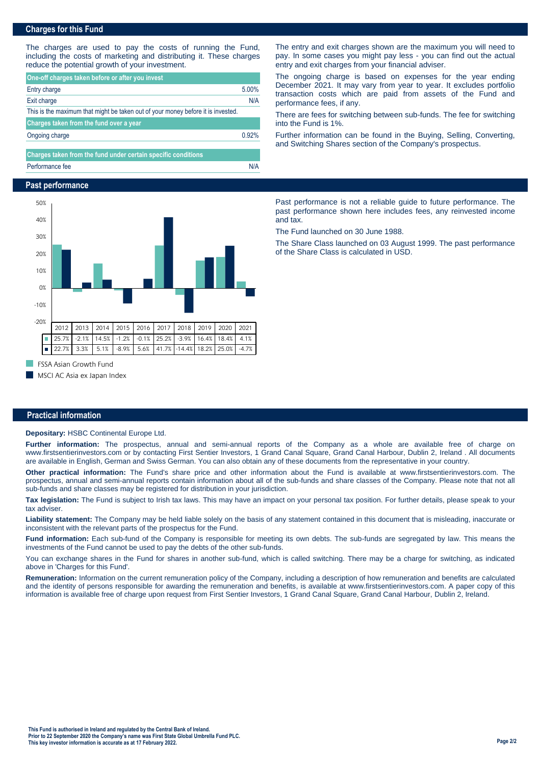## Charges for this Fund

The charges are used to pay the costs of running the Fund, including the costs of marketing and distributing it. These charges reduce the potential growth of your investment.

| One-off charges taken before or after you invest | |
|---|---|
| Entry charge | 5.00% |
| Exit charge | N/A |
| This is the maximum that might be taken out of your money before it is invested. | |
| **Charges taken from the fund over a year** | |
| Ongoing charge | 0.92% |
| **Charges taken from the fund under certain specific conditions** | |
| Performance fee | N/A |

The entry and exit charges shown are the maximum you will need to pay. In some cases you might pay less - you can find out the actual entry and exit charges from your financial adviser.

The ongoing charge is based on expenses for the year ending December 2021. It may vary from year to year. It excludes portfolio transaction costs which are paid from assets of the Fund and performance fees, if any.

There are fees for switching between sub-funds. The fee for switching into the Fund is 1%.

Further information can be found in the Buying, Selling, Converting, and Switching Shares section of the Company's prospectus.

## Past performance

50%
40%
30%
20%
10%
0%
-10%
-20%

2012 2013 2014 2015 2016 2017 2018 2019 2020 2021

25.7% -2.1% 14.5% -1.2% -0.1% 25.2% -3.9% 16.4% 18.4% 4.1%

22.7% 3.3% 5.1% -8.9% 5.6% 41.7% -14.4% 18.2% 25.0% -4.7%

FSSA Asian Growth Fund

MSCI AC Asia ex Japan Index

Past performance is not a reliable guide to future performance. The past performance shown here includes fees, any reinvested income and tax.

The Fund launched on 30 June 1988.

The Share Class launched on 03 August 1999. The past performance of the Share Class is calculated in USD.

## Practical information

**Depositary:** HSBC Continental Europe Ltd.

**Further information:** The prospectus, annual and semi-annual reports of the Company as a whole are available free of charge on www.firstsentierinvestors.com or by contacting First Sentier Investors, 1 Grand Canal Square, Grand Canal Harbour, Dublin 2, Ireland . All documents are available in English, German and Swiss German. You can also obtain any of these documents from the representative in your country.

**Other practical information:** The Fund's share price and other information about the Fund is available at www.firstsentierinvestors.com. The prospectus, annual and semi-annual reports contain information about all of the sub-funds and share classes of the Company. Please note that not all sub-funds and share classes may be registered for distribution in your jurisdiction.

**Tax legislation:** The Fund is subject to Irish tax laws. This may have an impact on your personal tax position. For further details, please speak to your tax adviser.

**Liability statement:** The Company may be held liable solely on the basis of any statement contained in this document that is misleading, inaccurate or inconsistent with the relevant parts of the prospectus for the Fund.

**Fund information:** Each sub-fund of the Company is responsible for meeting its own debts. The sub-funds are segregated by law. This means the investments of the Fund cannot be used to pay the debts of the other sub-funds.

You can exchange shares in the Fund for shares in another sub-fund, which is called switching. There may be a charge for switching, as indicated above in 'Charges for this Fund'.

**Remuneration:** Information on the current remuneration policy of the Company, including a description of how remuneration and benefits are calculated and the identity of persons responsible for awarding the remuneration and benefits, is available at www.firstsentierinvestors.com. A paper copy of this information is available free of charge upon request from First Sentier Investors, 1 Grand Canal Square, Grand Canal Harbour, Dublin 2, Ireland.

**This Fund is authorised in Ireland and regulated by the Central Bank of Ireland.**
**Prior to 22 September 2020 the Company's name was First State Global Umbrella Fund PLC.**
**This key investor information is accurate as at 17 February 2022.**